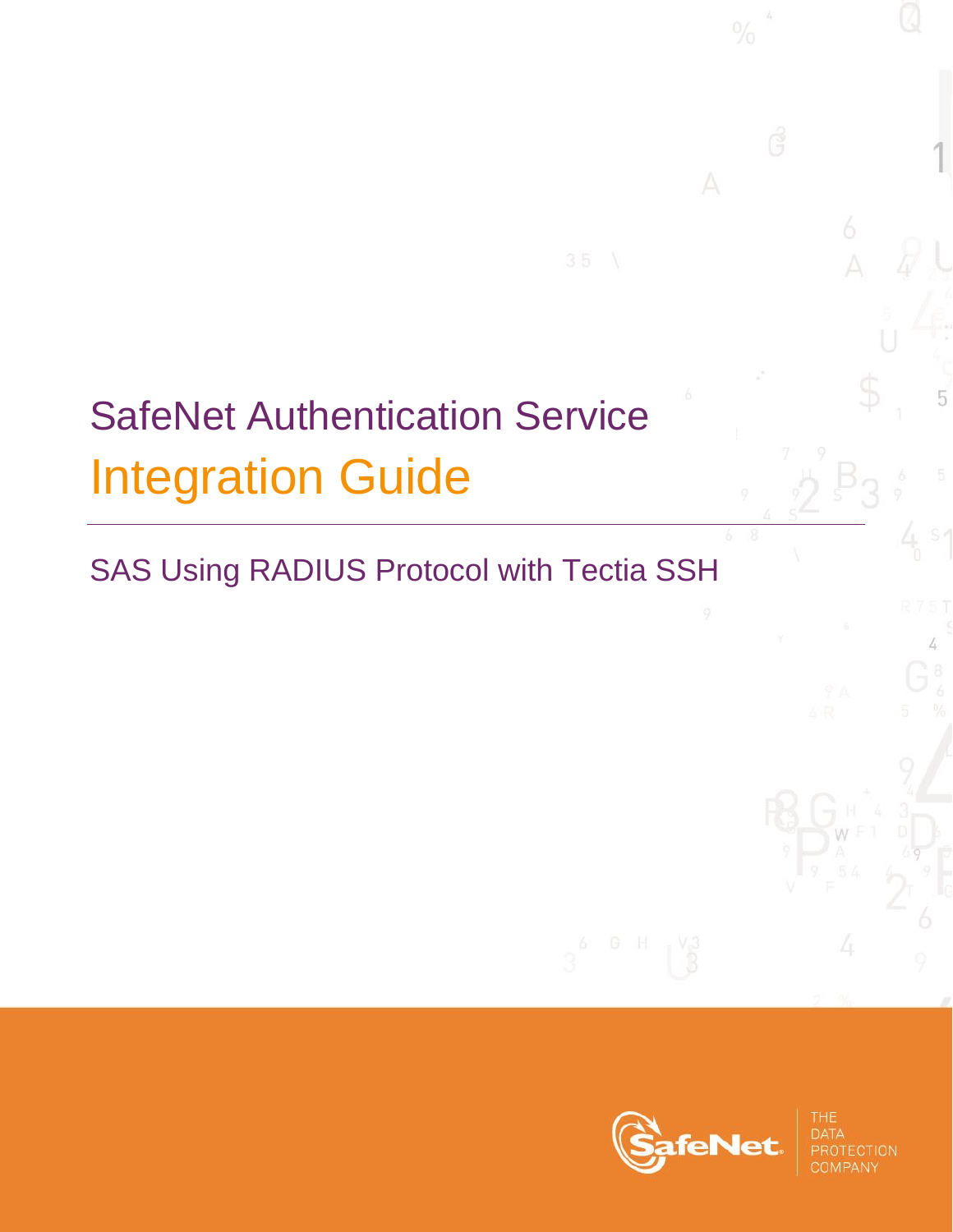# SafeNet Authentication Service

# Integration Guide

## SAS Using RADIUS Protocol with Tectia SSH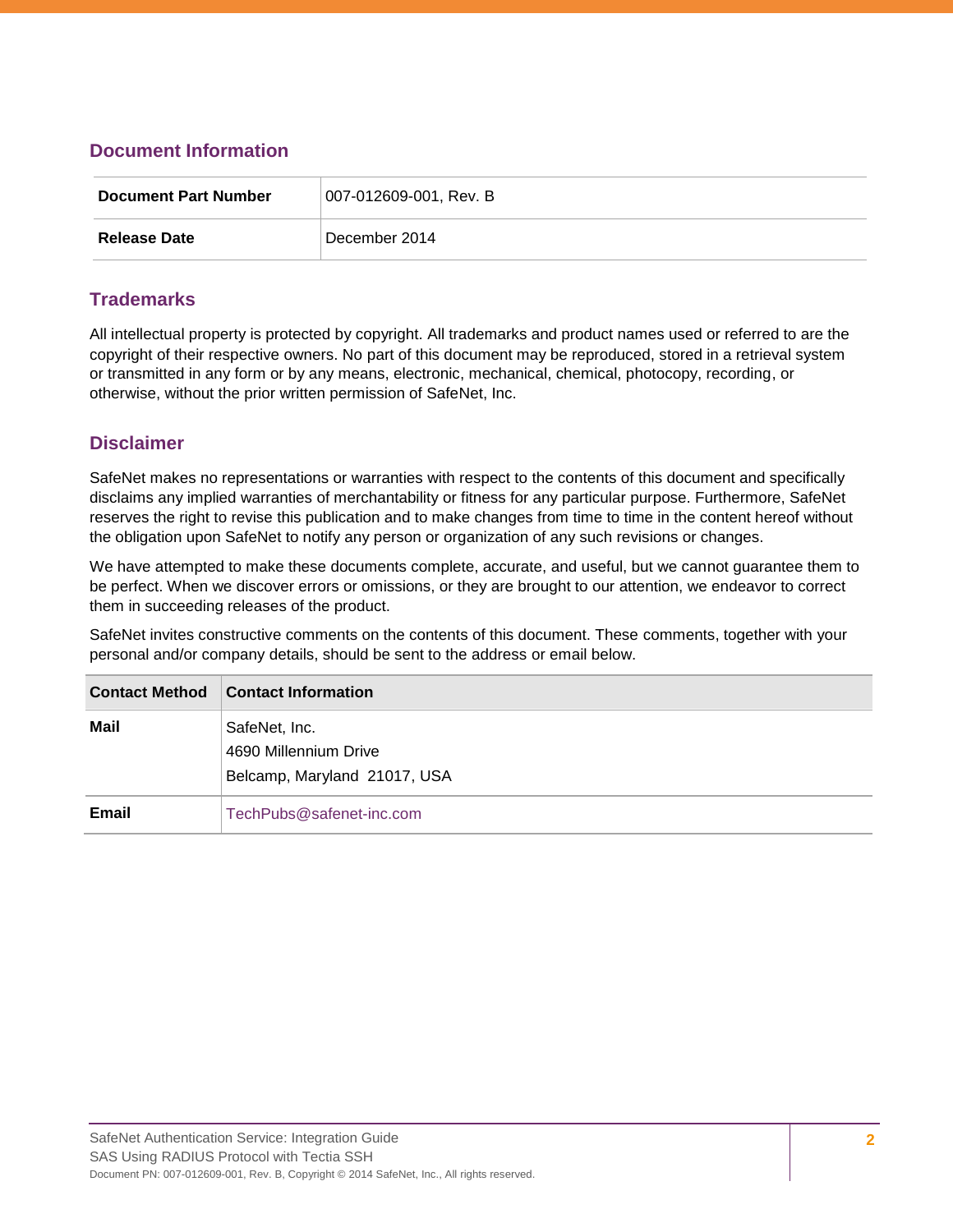## Document Information

| Document Part Number | 007-012609-001, Rev. B |
|---|---|
| Release Date | December 2014 |

## Trademarks

All intellectual property is protected by copyright. All trademarks and product names used or referred to are the copyright of their respective owners. No part of this document may be reproduced, stored in a retrieval system or transmitted in any form or by any means, electronic, mechanical, chemical, photocopy, recording, or otherwise, without the prior written permission of SafeNet, Inc.

## Disclaimer

SafeNet makes no representations or warranties with respect to the contents of this document and specifically disclaims any implied warranties of merchantability or fitness for any particular purpose. Furthermore, SafeNet reserves the right to revise this publication and to make changes from time to time in the content hereof without the obligation upon SafeNet to notify any person or organization of any such revisions or changes.

We have attempted to make these documents complete, accurate, and useful, but we cannot guarantee them to be perfect. When we discover errors or omissions, or they are brought to our attention, we endeavor to correct them in succeeding releases of the product.

SafeNet invites constructive comments on the contents of this document. These comments, together with your personal and/or company details, should be sent to the address or email below.

| Contact Method | Contact Information |
|---|---|
| **Mail** | SafeNet, Inc.<br>4690 Millennium Drive<br>Belcamp, Maryland 21017, USA |
| **Email** | TechPubs@safenet-inc.com |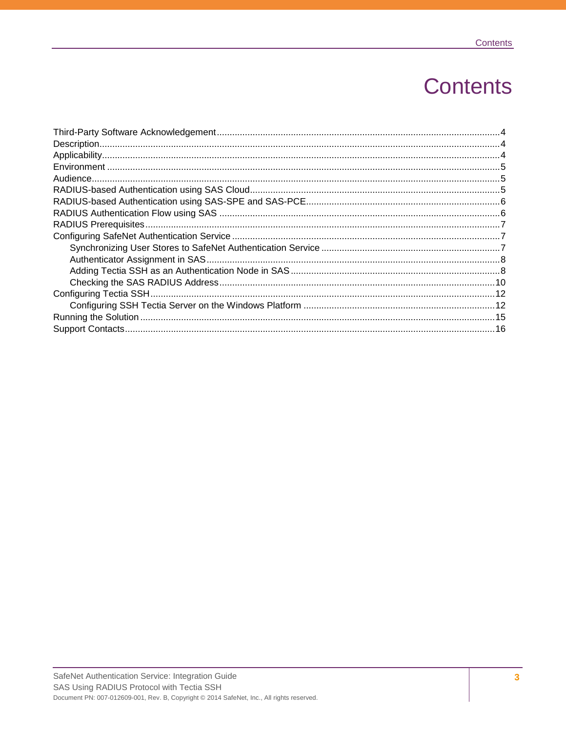# Contents

- Third-Party Software Acknowledgement .......... 4
- Description .......... 4
- Applicability .......... 4
- Environment .......... 5
- Audience .......... 5
- RADIUS-based Authentication using SAS Cloud .......... 5
- RADIUS-based Authentication using SAS-SPE and SAS-PCE .......... 6
- RADIUS Authentication Flow using SAS .......... 6
- RADIUS Prerequisites .......... 7
- Configuring SafeNet Authentication Service .......... 7
    - Synchronizing User Stores to SafeNet Authentication Service .......... 7
    - Authenticator Assignment in SAS .......... 8
    - Adding Tectia SSH as an Authentication Node in SAS .......... 8
    - Checking the SAS RADIUS Address .......... 10
- Configuring Tectia SSH .......... 12
    - Configuring SSH Tectia Server on the Windows Platform .......... 12
- Running the Solution .......... 15
- Support Contacts .......... 16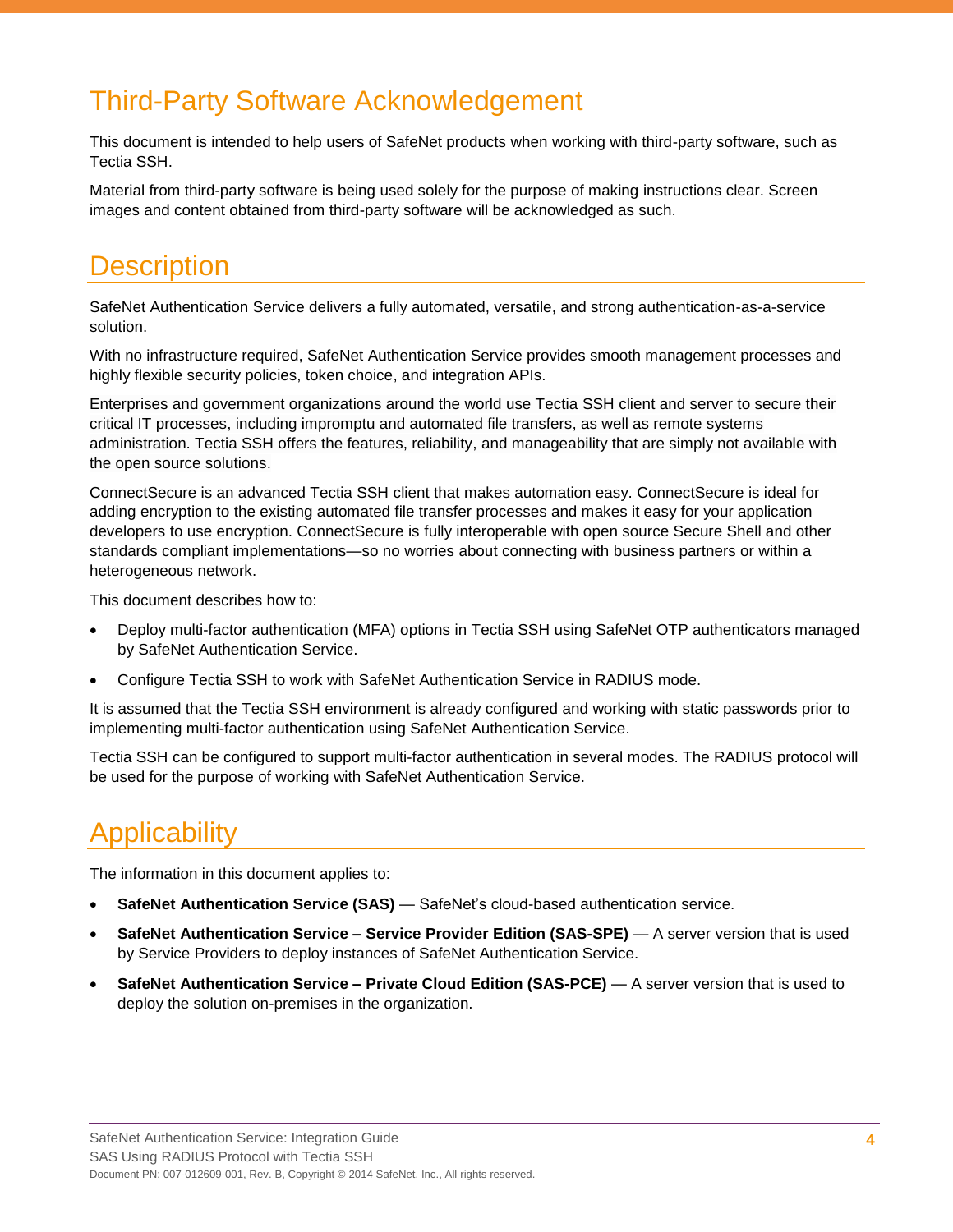# Third-Party Software Acknowledgement

This document is intended to help users of SafeNet products when working with third-party software, such as Tectia SSH.

Material from third-party software is being used solely for the purpose of making instructions clear. Screen images and content obtained from third-party software will be acknowledged as such.

# Description

SafeNet Authentication Service delivers a fully automated, versatile, and strong authentication-as-a-service solution.

With no infrastructure required, SafeNet Authentication Service provides smooth management processes and highly flexible security policies, token choice, and integration APIs.

Enterprises and government organizations around the world use Tectia SSH client and server to secure their critical IT processes, including impromptu and automated file transfers, as well as remote systems administration. Tectia SSH offers the features, reliability, and manageability that are simply not available with the open source solutions.

ConnectSecure is an advanced Tectia SSH client that makes automation easy. ConnectSecure is ideal for adding encryption to the existing automated file transfer processes and makes it easy for your application developers to use encryption. ConnectSecure is fully interoperable with open source Secure Shell and other standards compliant implementations—so no worries about connecting with business partners or within a heterogeneous network.

This document describes how to:

- Deploy multi-factor authentication (MFA) options in Tectia SSH using SafeNet OTP authenticators managed by SafeNet Authentication Service.
- Configure Tectia SSH to work with SafeNet Authentication Service in RADIUS mode.

It is assumed that the Tectia SSH environment is already configured and working with static passwords prior to implementing multi-factor authentication using SafeNet Authentication Service.

Tectia SSH can be configured to support multi-factor authentication in several modes. The RADIUS protocol will be used for the purpose of working with SafeNet Authentication Service.

# Applicability

The information in this document applies to:

- **SafeNet Authentication Service (SAS)** — SafeNet's cloud-based authentication service.
- **SafeNet Authentication Service – Service Provider Edition (SAS-SPE)** — A server version that is used by Service Providers to deploy instances of SafeNet Authentication Service.
- **SafeNet Authentication Service – Private Cloud Edition (SAS-PCE)** — A server version that is used to deploy the solution on-premises in the organization.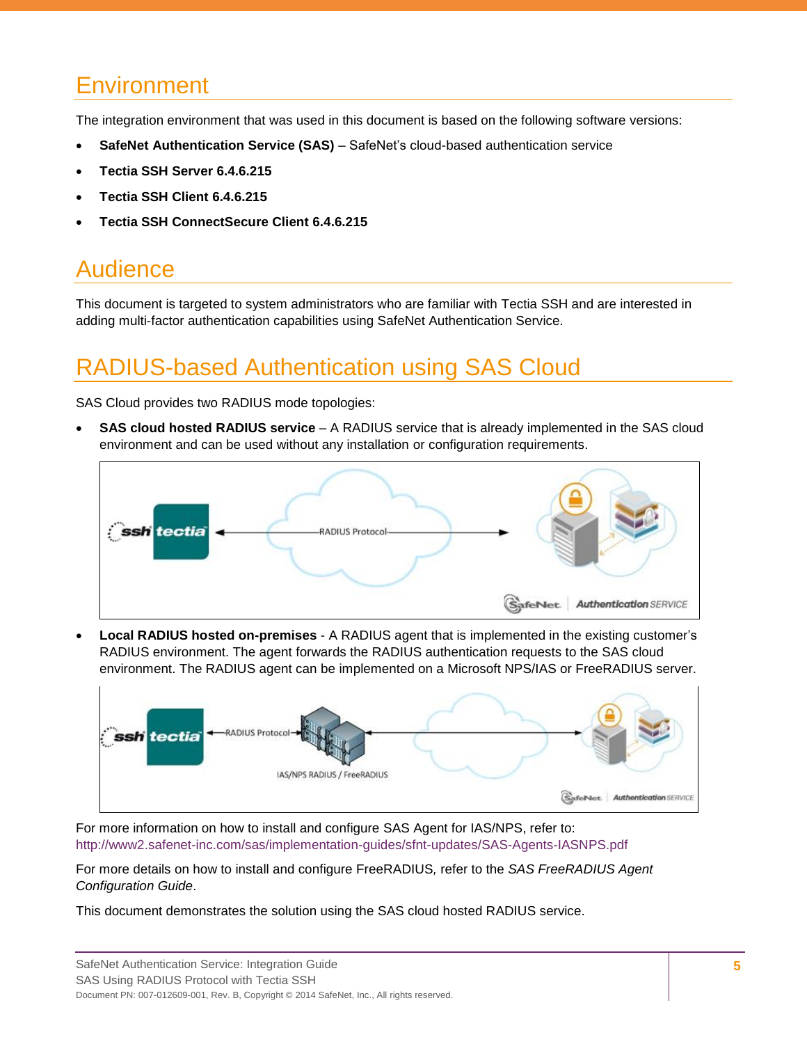# Environment

The integration environment that was used in this document is based on the following software versions:

- **SafeNet Authentication Service (SAS)** – SafeNet's cloud-based authentication service
- **Tectia SSH Server 6.4.6.215**
- **Tectia SSH Client 6.4.6.215**
- **Tectia SSH ConnectSecure Client 6.4.6.215**

# Audience

This document is targeted to system administrators who are familiar with Tectia SSH and are interested in adding multi-factor authentication capabilities using SafeNet Authentication Service.

# RADIUS-based Authentication using SAS Cloud

SAS Cloud provides two RADIUS mode topologies:

- **SAS cloud hosted RADIUS service** – A RADIUS service that is already implemented in the SAS cloud environment and can be used without any installation or configuration requirements.

- **Local RADIUS hosted on-premises** - A RADIUS agent that is implemented in the existing customer's RADIUS environment. The agent forwards the RADIUS authentication requests to the SAS cloud environment. The RADIUS agent can be implemented on a Microsoft NPS/IAS or FreeRADIUS server.

For more information on how to install and configure SAS Agent for IAS/NPS, refer to: http://www2.safenet-inc.com/sas/implementation-guides/sfnt-updates/SAS-Agents-IASNPS.pdf

For more details on how to install and configure FreeRADIUS, refer to the *SAS FreeRADIUS Agent Configuration Guide*.

This document demonstrates the solution using the SAS cloud hosted RADIUS service.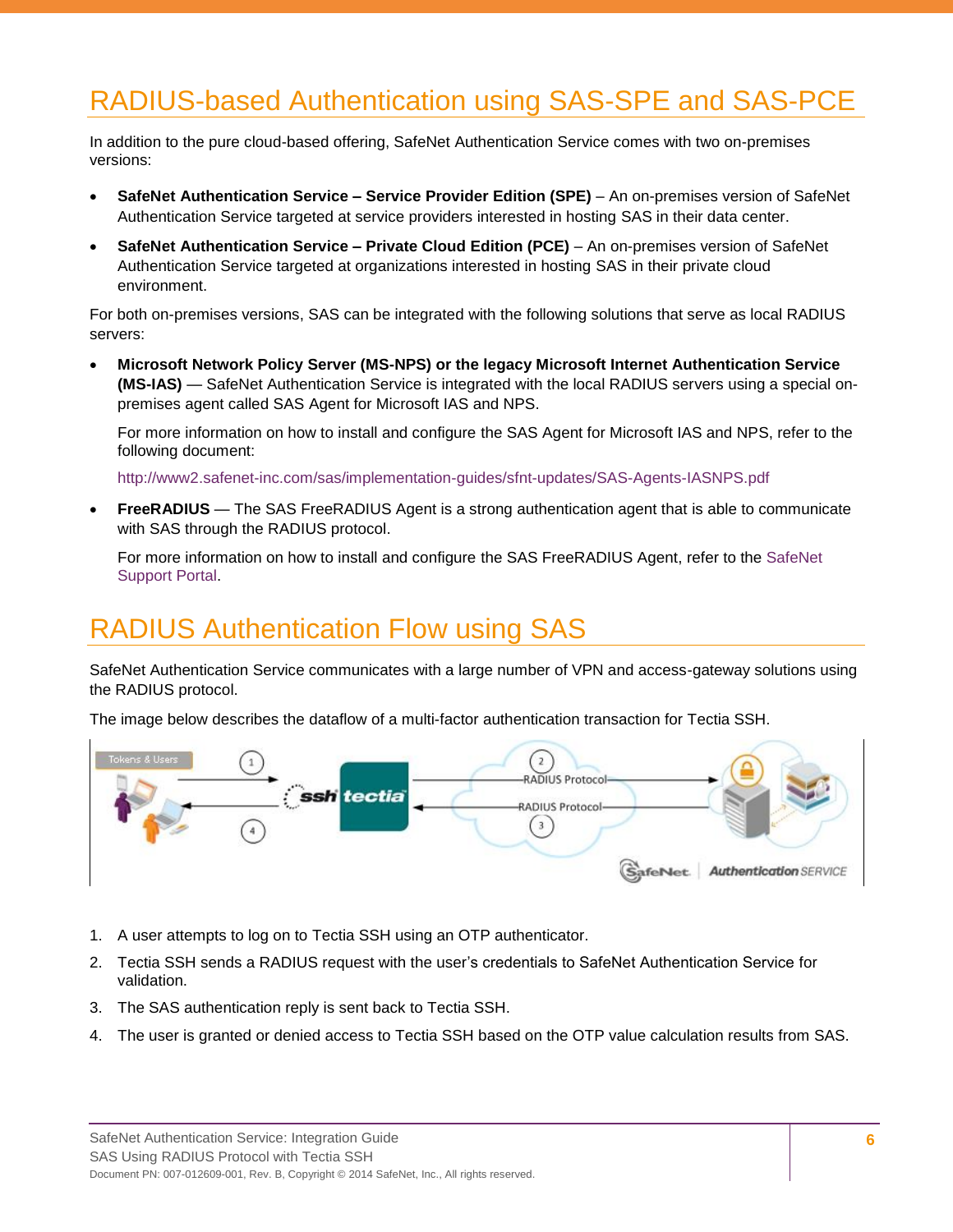# RADIUS-based Authentication using SAS-SPE and SAS-PCE

In addition to the pure cloud-based offering, SafeNet Authentication Service comes with two on-premises versions:

- **SafeNet Authentication Service – Service Provider Edition (SPE)** – An on-premises version of SafeNet Authentication Service targeted at service providers interested in hosting SAS in their data center.
- **SafeNet Authentication Service – Private Cloud Edition (PCE)** – An on-premises version of SafeNet Authentication Service targeted at organizations interested in hosting SAS in their private cloud environment.

For both on-premises versions, SAS can be integrated with the following solutions that serve as local RADIUS servers:

- **Microsoft Network Policy Server (MS-NPS) or the legacy Microsoft Internet Authentication Service (MS-IAS)** — SafeNet Authentication Service is integrated with the local RADIUS servers using a special on-premises agent called SAS Agent for Microsoft IAS and NPS.

  For more information on how to install and configure the SAS Agent for Microsoft IAS and NPS, refer to the following document:

  http://www2.safenet-inc.com/sas/implementation-guides/sfnt-updates/SAS-Agents-IASNPS.pdf

- **FreeRADIUS** — The SAS FreeRADIUS Agent is a strong authentication agent that is able to communicate with SAS through the RADIUS protocol.

  For more information on how to install and configure the SAS FreeRADIUS Agent, refer to the SafeNet Support Portal.

# RADIUS Authentication Flow using SAS

SafeNet Authentication Service communicates with a large number of VPN and access-gateway solutions using the RADIUS protocol.

The image below describes the dataflow of a multi-factor authentication transaction for Tectia SSH.

1. A user attempts to log on to Tectia SSH using an OTP authenticator.
2. Tectia SSH sends a RADIUS request with the user's credentials to SafeNet Authentication Service for validation.
3. The SAS authentication reply is sent back to Tectia SSH.
4. The user is granted or denied access to Tectia SSH based on the OTP value calculation results from SAS.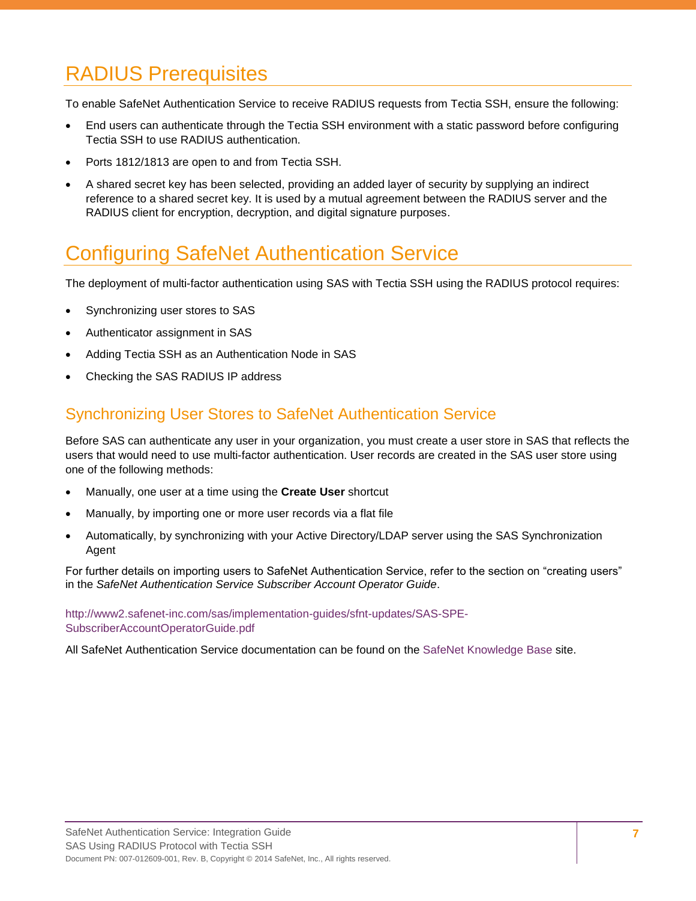# RADIUS Prerequisites

To enable SafeNet Authentication Service to receive RADIUS requests from Tectia SSH, ensure the following:

- End users can authenticate through the Tectia SSH environment with a static password before configuring Tectia SSH to use RADIUS authentication.
- Ports 1812/1813 are open to and from Tectia SSH.
- A shared secret key has been selected, providing an added layer of security by supplying an indirect reference to a shared secret key. It is used by a mutual agreement between the RADIUS server and the RADIUS client for encryption, decryption, and digital signature purposes.

# Configuring SafeNet Authentication Service

The deployment of multi-factor authentication using SAS with Tectia SSH using the RADIUS protocol requires:

- Synchronizing user stores to SAS
- Authenticator assignment in SAS
- Adding Tectia SSH as an Authentication Node in SAS
- Checking the SAS RADIUS IP address

## Synchronizing User Stores to SafeNet Authentication Service

Before SAS can authenticate any user in your organization, you must create a user store in SAS that reflects the users that would need to use multi-factor authentication. User records are created in the SAS user store using one of the following methods:

- Manually, one user at a time using the **Create User** shortcut
- Manually, by importing one or more user records via a flat file
- Automatically, by synchronizing with your Active Directory/LDAP server using the SAS Synchronization Agent

For further details on importing users to SafeNet Authentication Service, refer to the section on "creating users" in the *SafeNet Authentication Service Subscriber Account Operator Guide*.

http://www2.safenet-inc.com/sas/implementation-guides/sfnt-updates/SAS-SPE-SubscriberAccountOperatorGuide.pdf

All SafeNet Authentication Service documentation can be found on the SafeNet Knowledge Base site.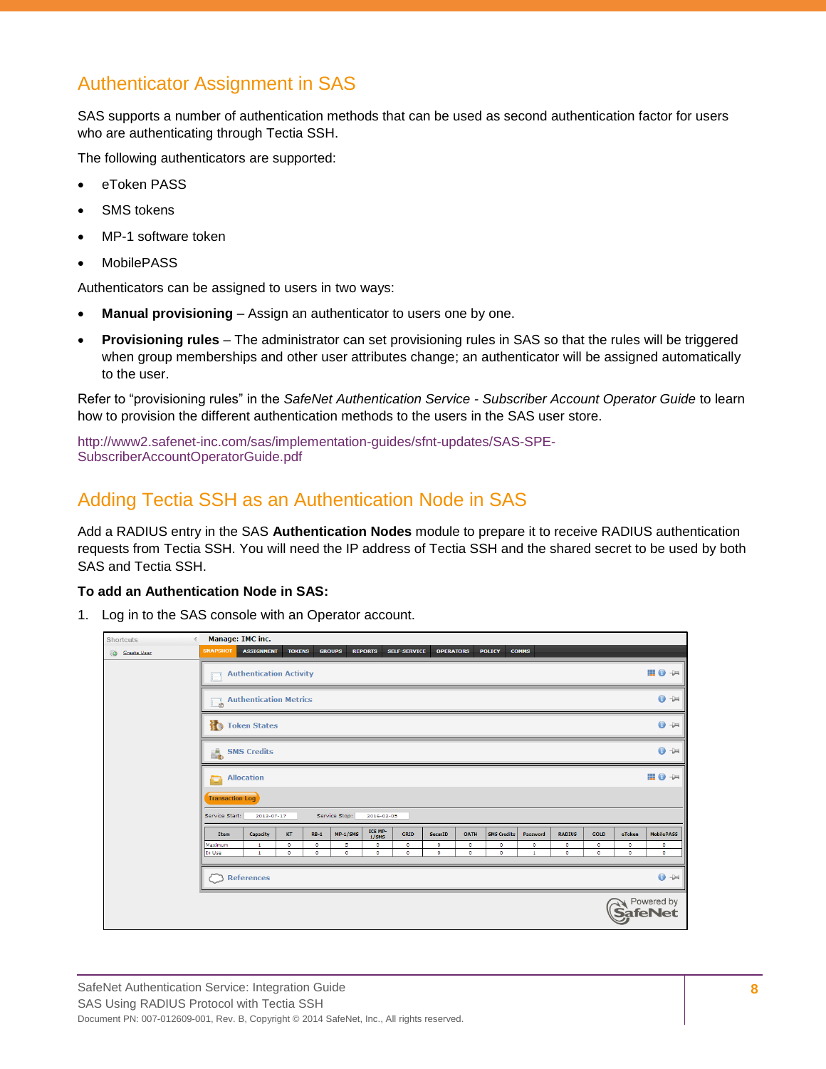## Authenticator Assignment in SAS

SAS supports a number of authentication methods that can be used as second authentication factor for users who are authenticating through Tectia SSH.

The following authenticators are supported:

- eToken PASS
- SMS tokens
- MP-1 software token
- MobilePASS

Authenticators can be assigned to users in two ways:

- **Manual provisioning** – Assign an authenticator to users one by one.
- **Provisioning rules** – The administrator can set provisioning rules in SAS so that the rules will be triggered when group memberships and other user attributes change; an authenticator will be assigned automatically to the user.

Refer to "provisioning rules" in the *SafeNet Authentication Service - Subscriber Account Operator Guide* to learn how to provision the different authentication methods to the users in the SAS user store.

http://www2.safenet-inc.com/sas/implementation-guides/sfnt-updates/SAS-SPE-SubscriberAccountOperatorGuide.pdf

## Adding Tectia SSH as an Authentication Node in SAS

Add a RADIUS entry in the SAS **Authentication Nodes** module to prepare it to receive RADIUS authentication requests from Tectia SSH. You will need the IP address of Tectia SSH and the shared secret to be used by both SAS and Tectia SSH.

**To add an Authentication Node in SAS:**

1. Log in to the SAS console with an Operator account.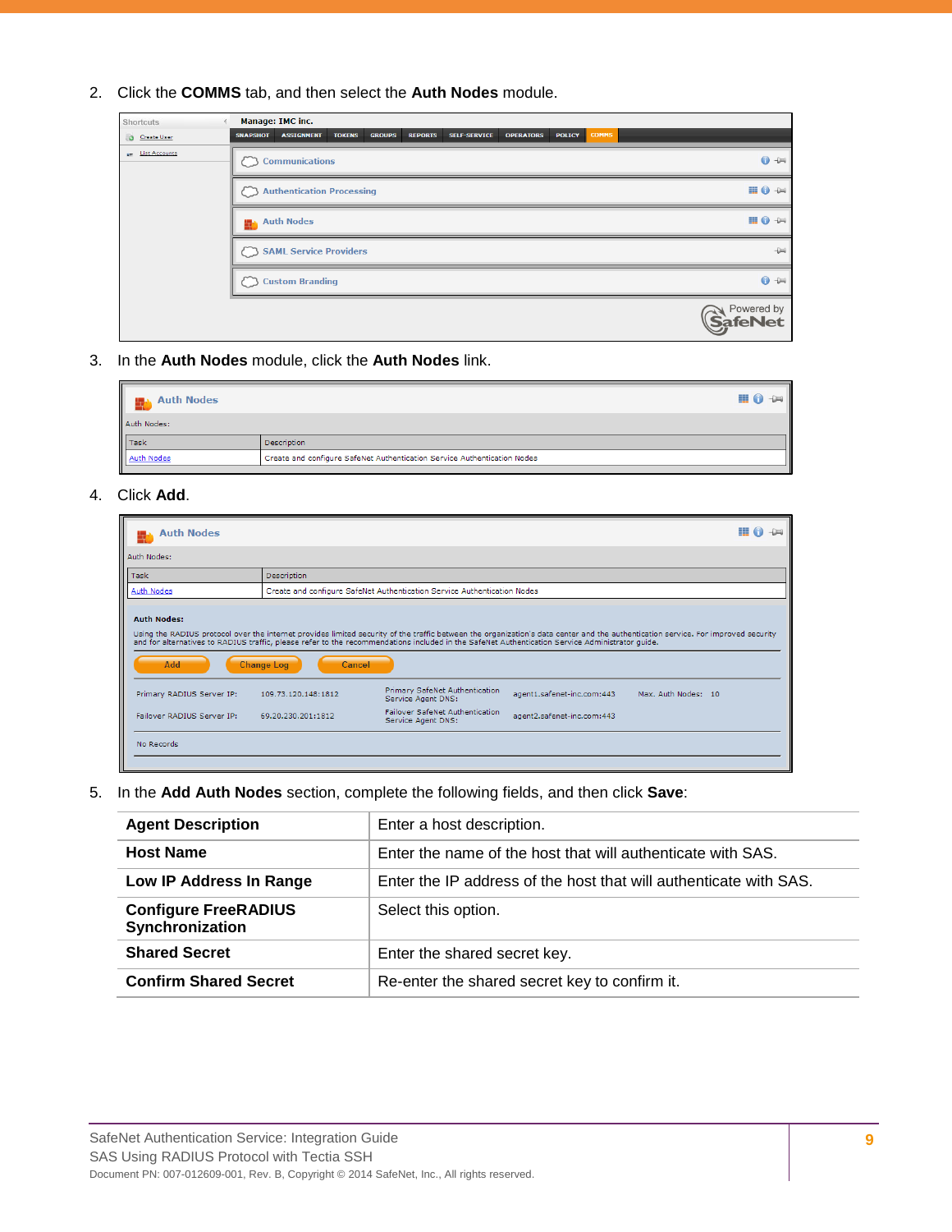2. Click the **COMMS** tab, and then select the **Auth Nodes** module.

3. In the **Auth Nodes** module, click the **Auth Nodes** link.

4. Click **Add**.

5. In the **Add Auth Nodes** section, complete the following fields, and then click **Save**:

| | |
|---|---|
| **Agent Description** | Enter a host description. |
| **Host Name** | Enter the name of the host that will authenticate with SAS. |
| **Low IP Address In Range** | Enter the IP address of the host that will authenticate with SAS. |
| **Configure FreeRADIUS Synchronization** | Select this option. |
| **Shared Secret** | Enter the shared secret key. |
| **Confirm Shared Secret** | Re-enter the shared secret key to confirm it. |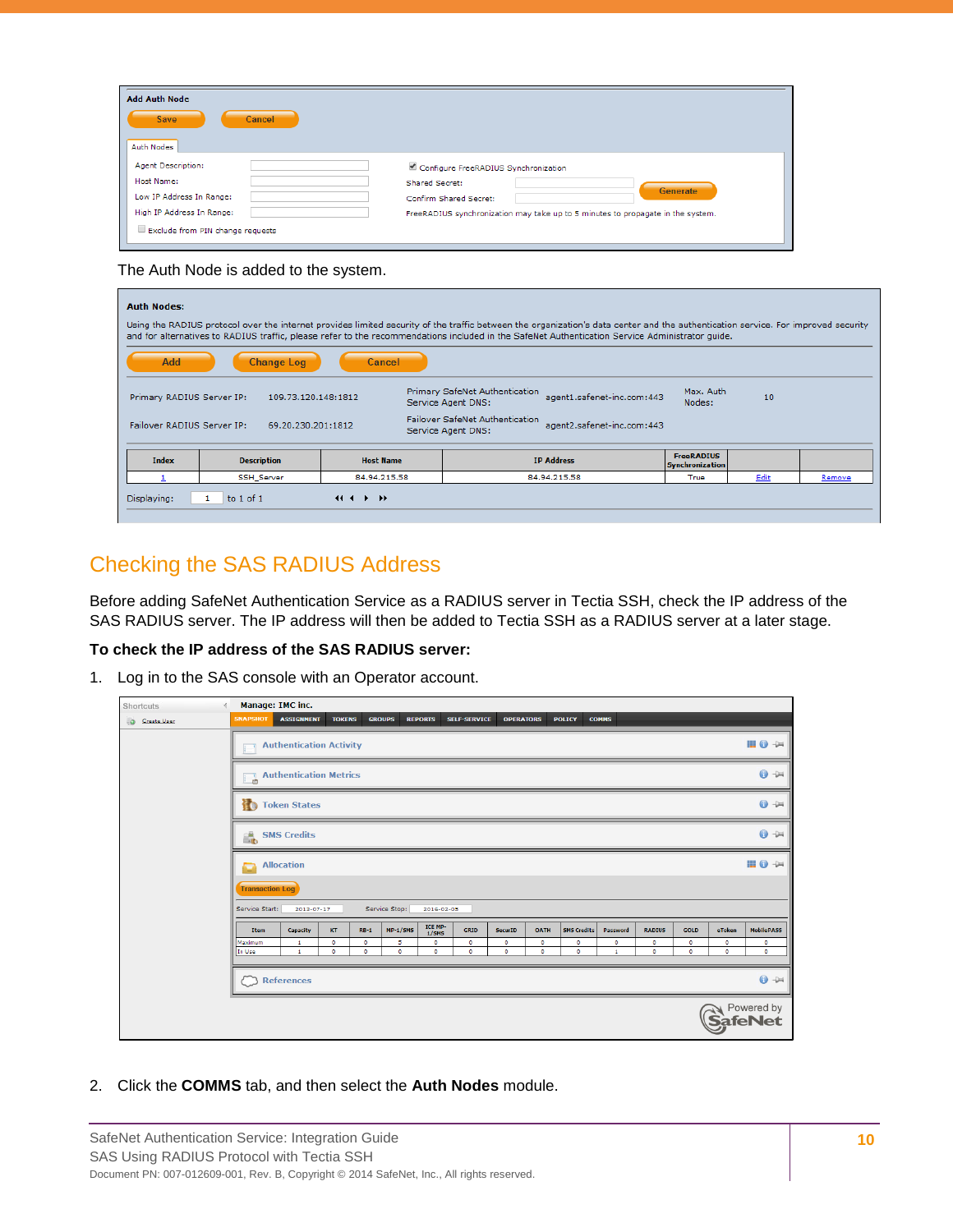The Auth Node is added to the system.

## Checking the SAS RADIUS Address

Before adding SafeNet Authentication Service as a RADIUS server in Tectia SSH, check the IP address of the SAS RADIUS server. The IP address will then be added to Tectia SSH as a RADIUS server at a later stage.

**To check the IP address of the SAS RADIUS server:**

1. Log in to the SAS console with an Operator account.

2. Click the **COMMS** tab, and then select the **Auth Nodes** module.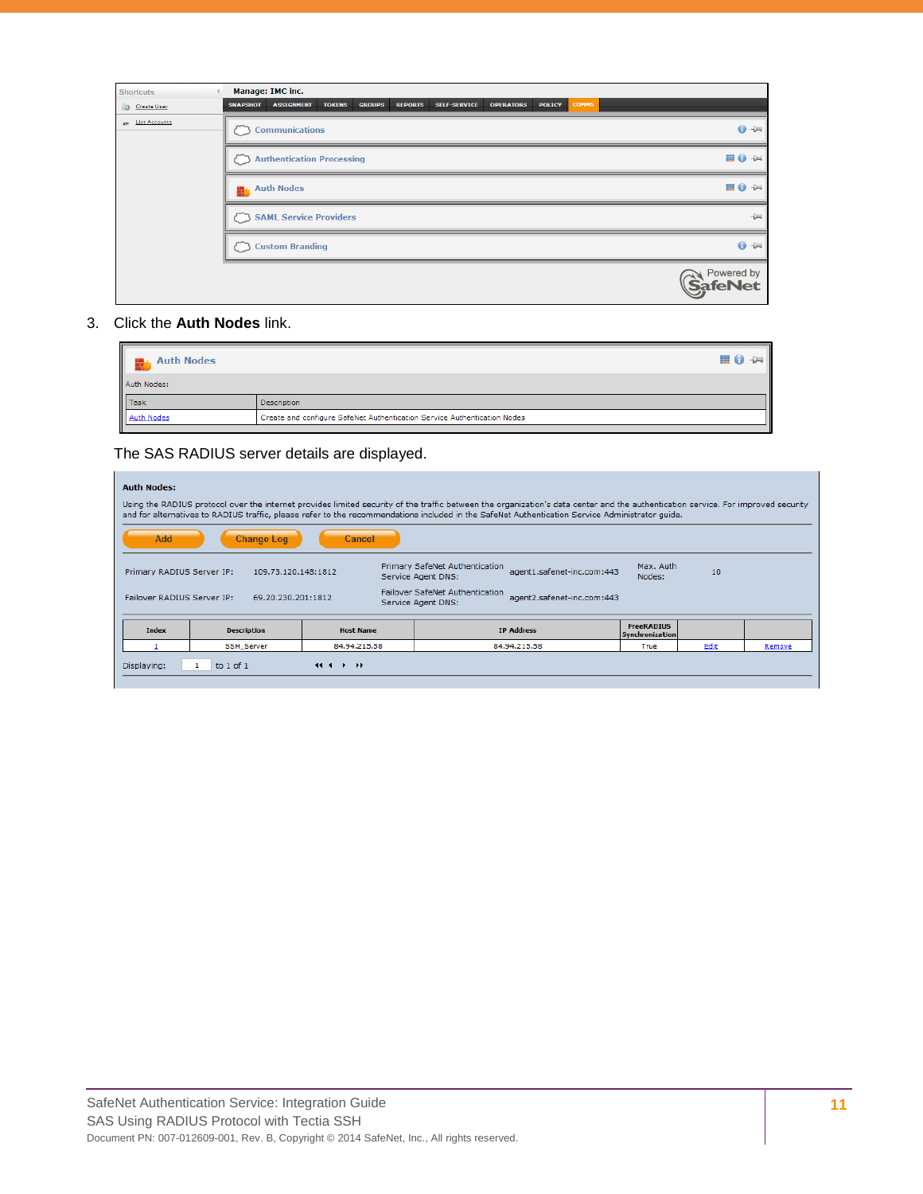3. Click the **Auth Nodes** link.

The SAS RADIUS server details are displayed.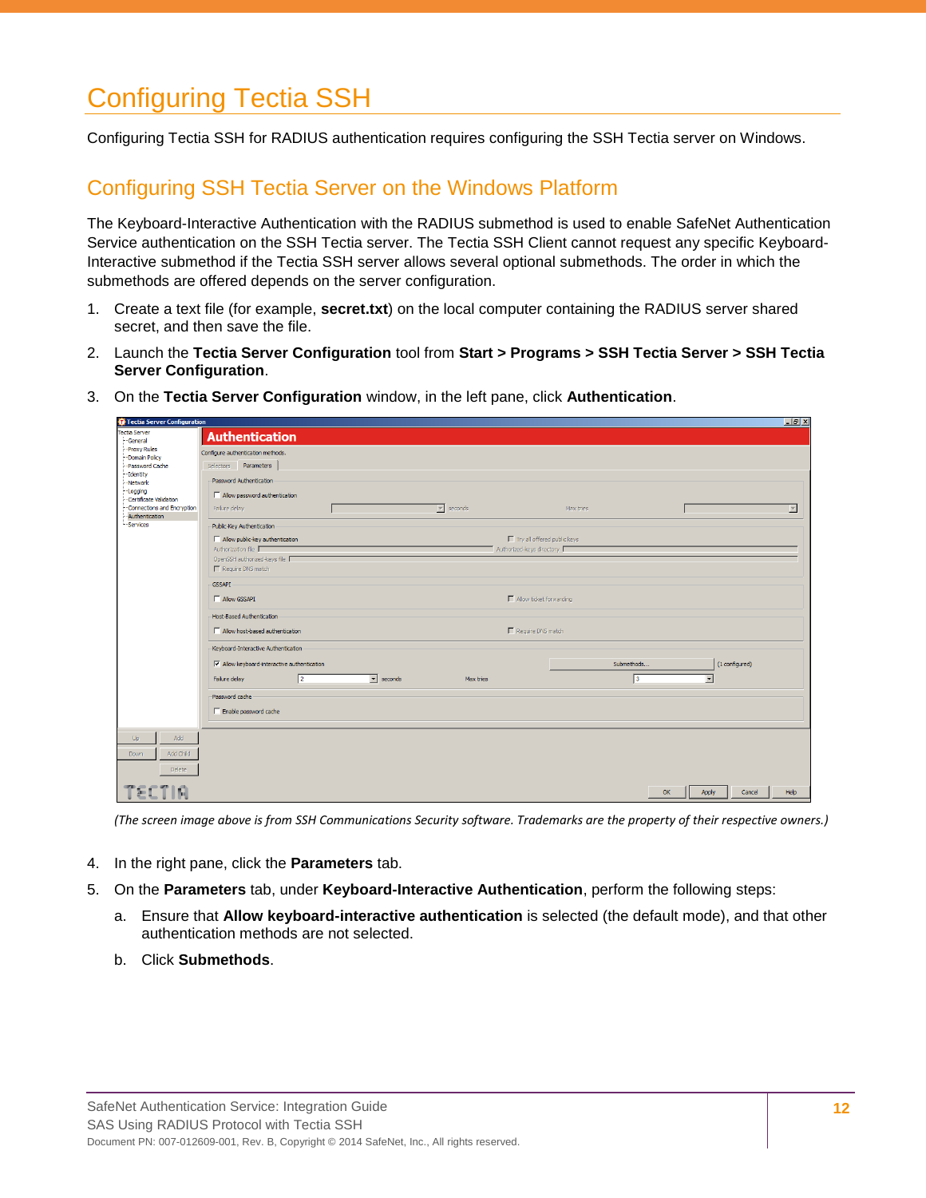# Configuring Tectia SSH

Configuring Tectia SSH for RADIUS authentication requires configuring the SSH Tectia server on Windows.

## Configuring SSH Tectia Server on the Windows Platform

The Keyboard-Interactive Authentication with the RADIUS submethod is used to enable SafeNet Authentication Service authentication on the SSH Tectia server. The Tectia SSH Client cannot request any specific Keyboard-Interactive submethod if the Tectia SSH server allows several optional submethods. The order in which the submethods are offered depends on the server configuration.

1. Create a text file (for example, **secret.txt**) on the local computer containing the RADIUS server shared secret, and then save the file.
2. Launch the **Tectia Server Configuration** tool from **Start > Programs > SSH Tectia Server > SSH Tectia Server Configuration**.
3. On the **Tectia Server Configuration** window, in the left pane, click **Authentication**.

*(The screen image above is from SSH Communications Security software. Trademarks are the property of their respective owners.)*

4. In the right pane, click the **Parameters** tab.
5. On the **Parameters** tab, under **Keyboard-Interactive Authentication**, perform the following steps:
   a. Ensure that **Allow keyboard-interactive authentication** is selected (the default mode), and that other authentication methods are not selected.
   b. Click **Submethods**.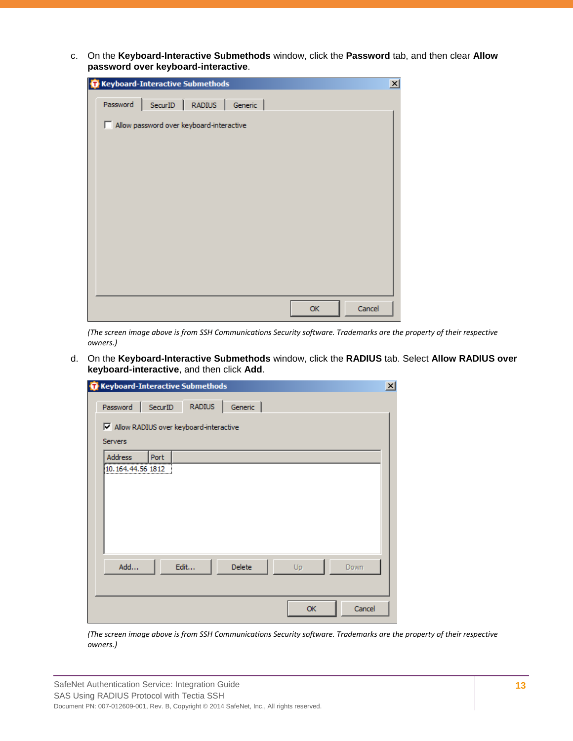c. On the **Keyboard-Interactive Submethods** window, click the **Password** tab, and then clear **Allow password over keyboard-interactive**.

*(The screen image above is from SSH Communications Security software. Trademarks are the property of their respective owners.)*

d. On the **Keyboard-Interactive Submethods** window, click the **RADIUS** tab. Select **Allow RADIUS over keyboard-interactive**, and then click **Add**.

*(The screen image above is from SSH Communications Security software. Trademarks are the property of their respective owners.)*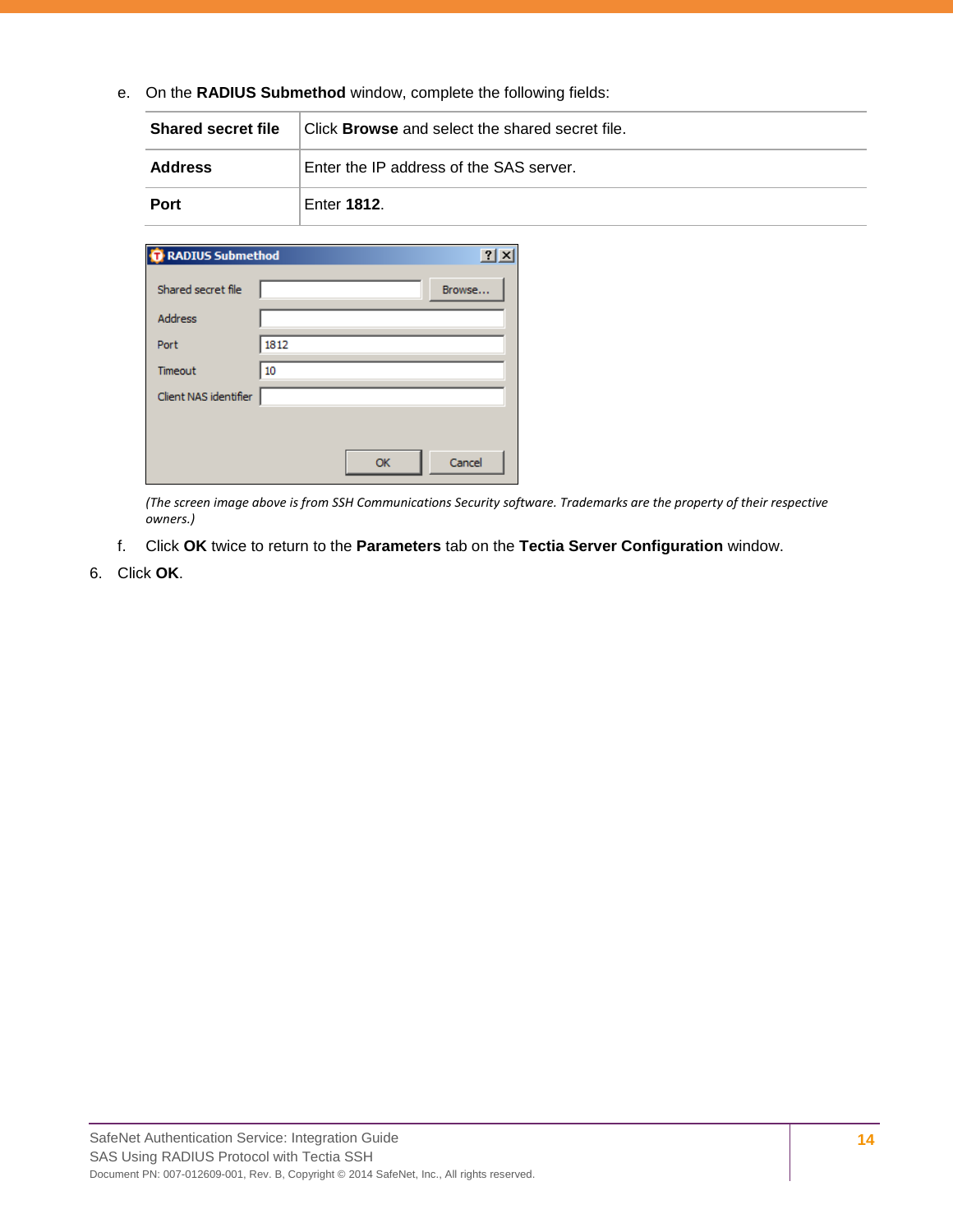e. On the **RADIUS Submethod** window, complete the following fields:

| **Shared secret file** | Click **Browse** and select the shared secret file. |
|---|---|
| **Address** | Enter the IP address of the SAS server. |
| **Port** | Enter **1812**. |

*(The screen image above is from SSH Communications Security software. Trademarks are the property of their respective owners.)*

f. Click **OK** twice to return to the **Parameters** tab on the **Tectia Server Configuration** window.

6. Click **OK**.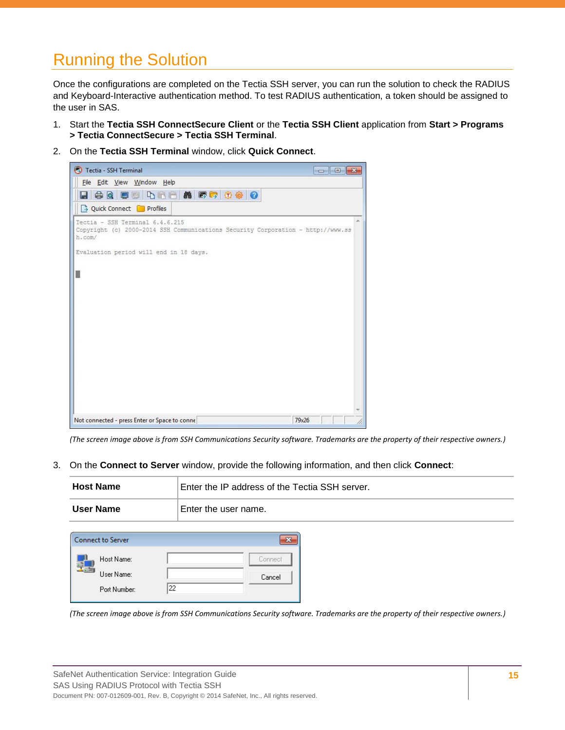## Running the Solution

Once the configurations are completed on the Tectia SSH server, you can run the solution to check the RADIUS and Keyboard-Interactive authentication method. To test RADIUS authentication, a token should be assigned to the user in SAS.

1. Start the **Tectia SSH ConnectSecure Client** or the **Tectia SSH Client** application from **Start > Programs > Tectia ConnectSecure > Tectia SSH Terminal**.

2. On the **Tectia SSH Terminal** window, click **Quick Connect**.

   *(The screen image above is from SSH Communications Security software. Trademarks are the property of their respective owners.)*

3. On the **Connect to Server** window, provide the following information, and then click **Connect**:

| | |
|---|---|
| **Host Name** | Enter the IP address of the Tectia SSH server. |
| **User Name** | Enter the user name. |

   *(The screen image above is from SSH Communications Security software. Trademarks are the property of their respective owners.)*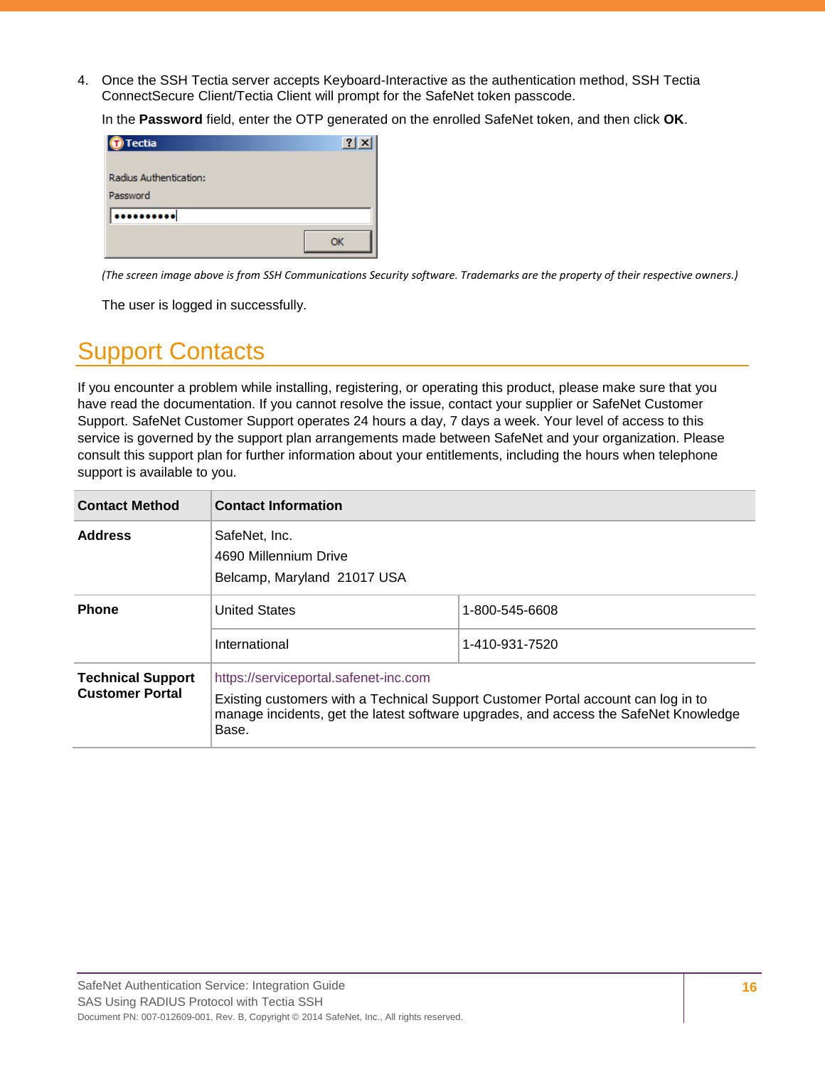4. Once the SSH Tectia server accepts Keyboard-Interactive as the authentication method, SSH Tectia ConnectSecure Client/Tectia Client will prompt for the SafeNet token passcode.

   In the **Password** field, enter the OTP generated on the enrolled SafeNet token, and then click **OK**.

   *(The screen image above is from SSH Communications Security software. Trademarks are the property of their respective owners.)*

   The user is logged in successfully.

# Support Contacts

If you encounter a problem while installing, registering, or operating this product, please make sure that you have read the documentation. If you cannot resolve the issue, contact your supplier or SafeNet Customer Support. SafeNet Customer Support operates 24 hours a day, 7 days a week. Your level of access to this service is governed by the support plan arrangements made between SafeNet and your organization. Please consult this support plan for further information about your entitlements, including the hours when telephone support is available to you.

| Contact Method | Contact Information | |
|---|---|---|
| **Address** | SafeNet, Inc.<br>4690 Millennium Drive<br>Belcamp, Maryland 21017 USA | |
| **Phone** | United States | 1-800-545-6608 |
| | International | 1-410-931-7520 |
| **Technical Support Customer Portal** | https://serviceportal.safenet-inc.com<br>Existing customers with a Technical Support Customer Portal account can log in to manage incidents, get the latest software upgrades, and access the SafeNet Knowledge Base. | |